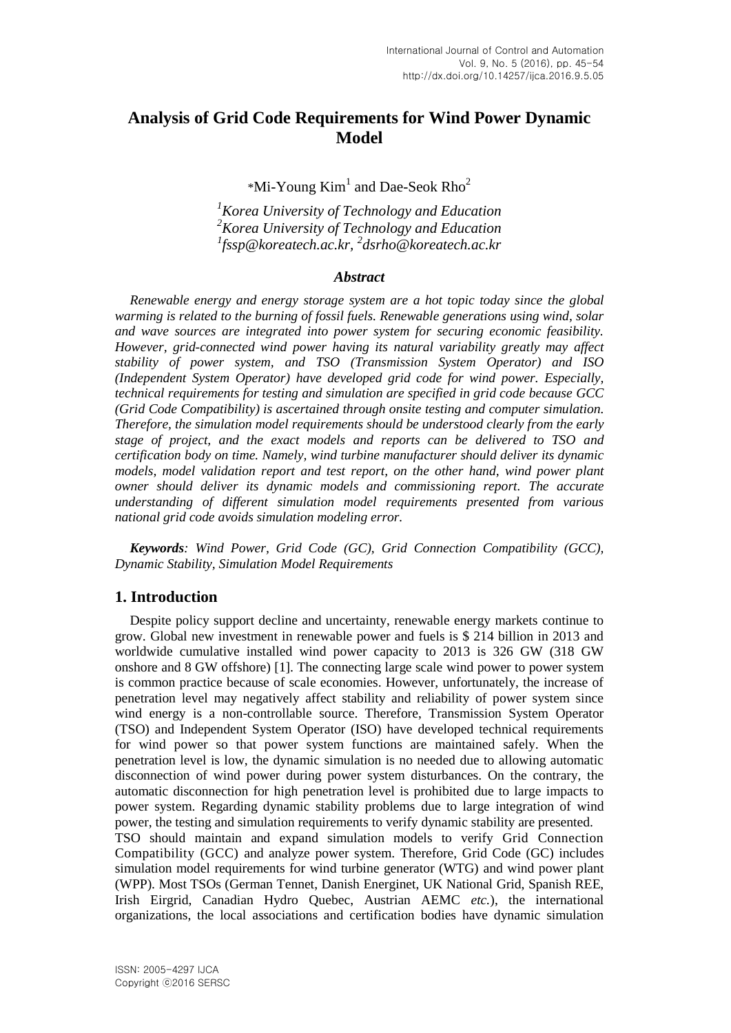# Analysis of Grid Code Requirements for Wind Power Dynamic Model

*Mi-Young Kim[1] and Dae-Seok Rho[2]

*[1]Korea University of Technology and Education*
*[2]Korea University of Technology and Education*
*[1]fssp@koreatech.ac.kr, [2]dsrho@koreatech.ac.kr*

### *Abstract*

*Renewable energy and energy storage system are a hot topic today since the global warming is related to the burning of fossil fuels. Renewable generations using wind, solar and wave sources are integrated into power system for securing economic feasibility. However, grid-connected wind power having its natural variability greatly may affect stability of power system, and TSO (Transmission System Operator) and ISO (Independent System Operator) have developed grid code for wind power. Especially, technical requirements for testing and simulation are specified in grid code because GCC (Grid Code Compatibility) is ascertained through onsite testing and computer simulation. Therefore, the simulation model requirements should be understood clearly from the early stage of project, and the exact models and reports can be delivered to TSO and certification body on time. Namely, wind turbine manufacturer should deliver its dynamic models, model validation report and test report, on the other hand, wind power plant owner should deliver its dynamic models and commissioning report. The accurate understanding of different simulation model requirements presented from various national grid code avoids simulation modeling error.*

***Keywords**: Wind Power, Grid Code (GC), Grid Connection Compatibility (GCC), Dynamic Stability, Simulation Model Requirements*

## 1. Introduction

Despite policy support decline and uncertainty, renewable energy markets continue to grow. Global new investment in renewable power and fuels is $ 214 billion in 2013 and worldwide cumulative installed wind power capacity to 2013 is 326 GW (318 GW onshore and 8 GW offshore) [1]. The connecting large scale wind power to power system is common practice because of scale economies. However, unfortunately, the increase of penetration level may negatively affect stability and reliability of power system since wind energy is a non-controllable source. Therefore, Transmission System Operator (TSO) and Independent System Operator (ISO) have developed technical requirements for wind power so that power system functions are maintained safely. When the penetration level is low, the dynamic simulation is no needed due to allowing automatic disconnection of wind power during power system disturbances. On the contrary, the automatic disconnection for high penetration level is prohibited due to large impacts to power system. Regarding dynamic stability problems due to large integration of wind power, the testing and simulation requirements to verify dynamic stability are presented.

TSO should maintain and expand simulation models to verify Grid Connection Compatibility (GCC) and analyze power system. Therefore, Grid Code (GC) includes simulation model requirements for wind turbine generator (WTG) and wind power plant (WPP). Most TSOs (German Tennet, Danish Energinet, UK National Grid, Spanish REE, Irish Eirgrid, Canadian Hydro Quebec, Austrian AEMC *etc.*), the international organizations, the local associations and certification bodies have dynamic simulation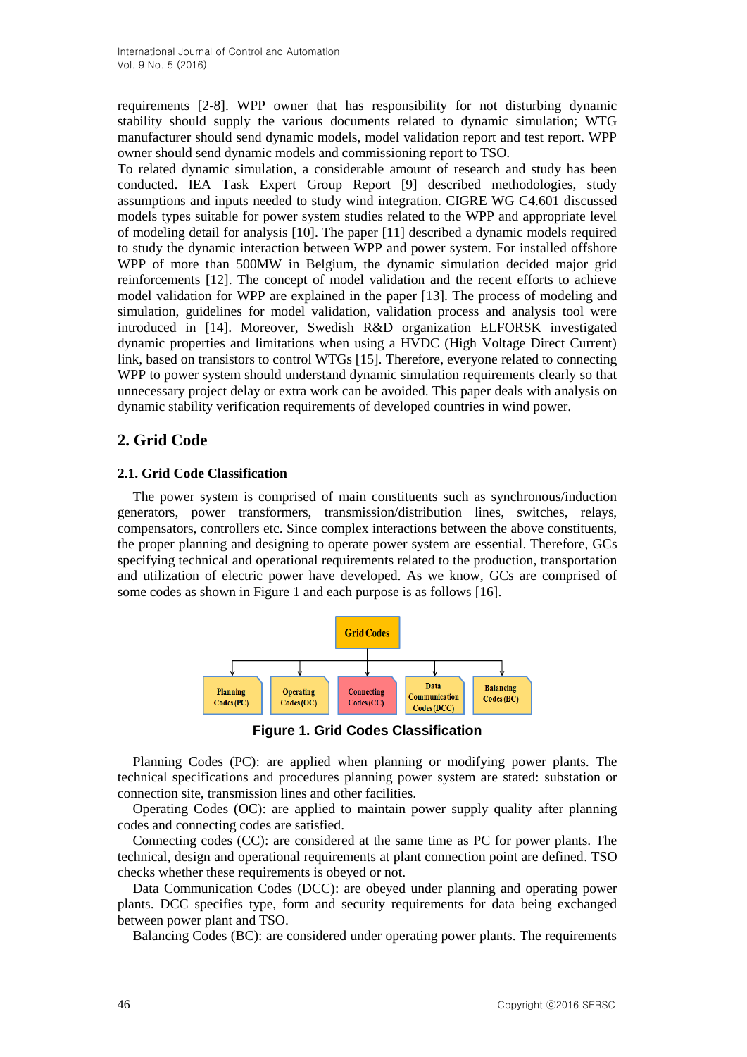requirements [2-8]. WPP owner that has responsibility for not disturbing dynamic stability should supply the various documents related to dynamic simulation; WTG manufacturer should send dynamic models, model validation report and test report. WPP owner should send dynamic models and commissioning report to TSO.

To related dynamic simulation, a considerable amount of research and study has been conducted. IEA Task Expert Group Report [9] described methodologies, study assumptions and inputs needed to study wind integration. CIGRE WG C4.601 discussed models types suitable for power system studies related to the WPP and appropriate level of modeling detail for analysis [10]. The paper [11] described a dynamic models required to study the dynamic interaction between WPP and power system. For installed offshore WPP of more than 500MW in Belgium, the dynamic simulation decided major grid reinforcements [12]. The concept of model validation and the recent efforts to achieve model validation for WPP are explained in the paper [13]. The process of modeling and simulation, guidelines for model validation, validation process and analysis tool were introduced in [14]. Moreover, Swedish R&D organization ELFORSK investigated dynamic properties and limitations when using a HVDC (High Voltage Direct Current) link, based on transistors to control WTGs [15]. Therefore, everyone related to connecting WPP to power system should understand dynamic simulation requirements clearly so that unnecessary project delay or extra work can be avoided. This paper deals with analysis on dynamic stability verification requirements of developed countries in wind power.

## 2. Grid Code

### 2.1. Grid Code Classification

The power system is comprised of main constituents such as synchronous/induction generators, power transformers, transmission/distribution lines, switches, relays, compensators, controllers etc. Since complex interactions between the above constituents, the proper planning and designing to operate power system are essential. Therefore, GCs specifying technical and operational requirements related to the production, transportation and utilization of electric power have developed. As we know, GCs are comprised of some codes as shown in Figure 1 and each purpose is as follows [16].

Grid Codes

Planning Codes (PC) | Operating Codes (OC) | Connecting Codes (CC) | Data Communication Codes (DCC) | Balancing Codes (BC)

**Figure 1. Grid Codes Classification**

Planning Codes (PC): are applied when planning or modifying power plants. The technical specifications and procedures planning power system are stated: substation or connection site, transmission lines and other facilities.

Operating Codes (OC): are applied to maintain power supply quality after planning codes and connecting codes are satisfied.

Connecting codes (CC): are considered at the same time as PC for power plants. The technical, design and operational requirements at plant connection point are defined. TSO checks whether these requirements is obeyed or not.

Data Communication Codes (DCC): are obeyed under planning and operating power plants. DCC specifies type, form and security requirements for data being exchanged between power plant and TSO.

Balancing Codes (BC): are considered under operating power plants. The requirements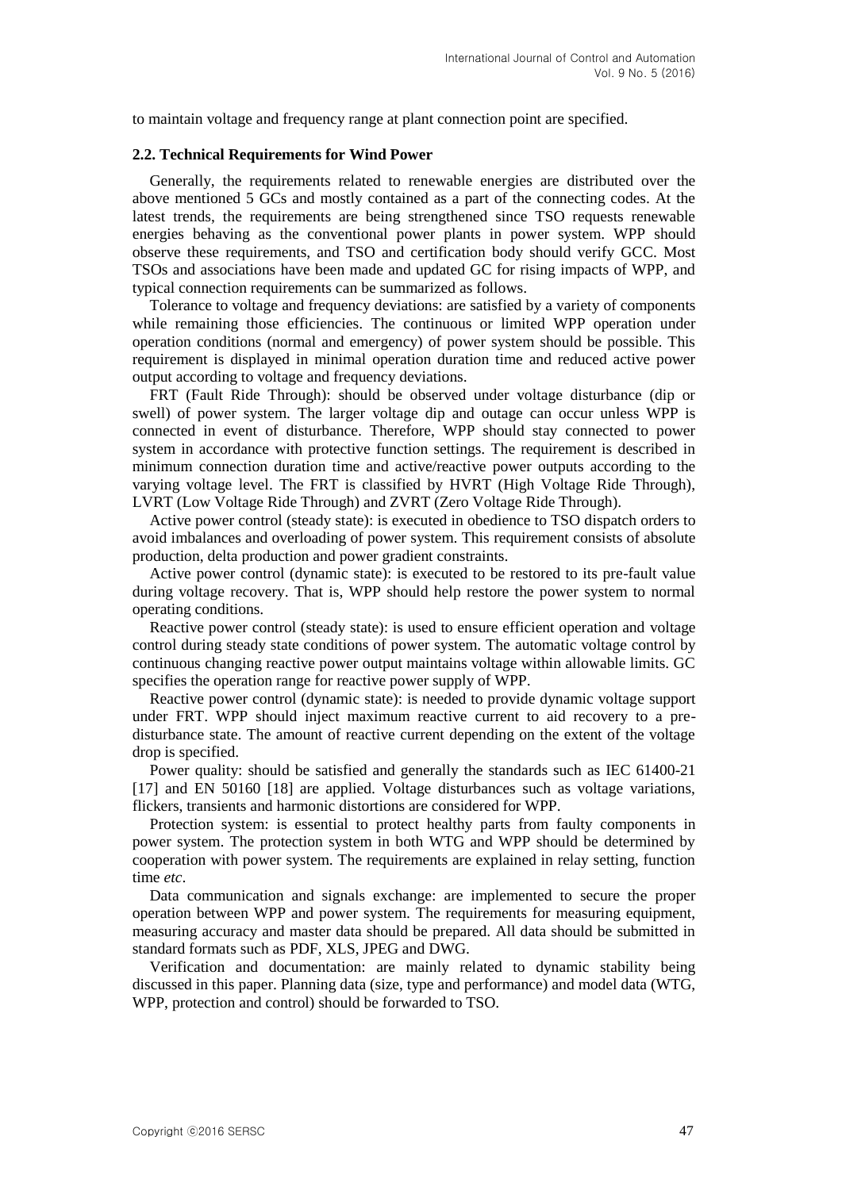to maintain voltage and frequency range at plant connection point are specified.

### 2.2. Technical Requirements for Wind Power

Generally, the requirements related to renewable energies are distributed over the above mentioned 5 GCs and mostly contained as a part of the connecting codes. At the latest trends, the requirements are being strengthened since TSO requests renewable energies behaving as the conventional power plants in power system. WPP should observe these requirements, and TSO and certification body should verify GCC. Most TSOs and associations have been made and updated GC for rising impacts of WPP, and typical connection requirements can be summarized as follows.

Tolerance to voltage and frequency deviations: are satisfied by a variety of components while remaining those efficiencies. The continuous or limited WPP operation under operation conditions (normal and emergency) of power system should be possible. This requirement is displayed in minimal operation duration time and reduced active power output according to voltage and frequency deviations.

FRT (Fault Ride Through): should be observed under voltage disturbance (dip or swell) of power system. The larger voltage dip and outage can occur unless WPP is connected in event of disturbance. Therefore, WPP should stay connected to power system in accordance with protective function settings. The requirement is described in minimum connection duration time and active/reactive power outputs according to the varying voltage level. The FRT is classified by HVRT (High Voltage Ride Through), LVRT (Low Voltage Ride Through) and ZVRT (Zero Voltage Ride Through).

Active power control (steady state): is executed in obedience to TSO dispatch orders to avoid imbalances and overloading of power system. This requirement consists of absolute production, delta production and power gradient constraints.

Active power control (dynamic state): is executed to be restored to its pre-fault value during voltage recovery. That is, WPP should help restore the power system to normal operating conditions.

Reactive power control (steady state): is used to ensure efficient operation and voltage control during steady state conditions of power system. The automatic voltage control by continuous changing reactive power output maintains voltage within allowable limits. GC specifies the operation range for reactive power supply of WPP.

Reactive power control (dynamic state): is needed to provide dynamic voltage support under FRT. WPP should inject maximum reactive current to aid recovery to a pre-disturbance state. The amount of reactive current depending on the extent of the voltage drop is specified.

Power quality: should be satisfied and generally the standards such as IEC 61400-21 [17] and EN 50160 [18] are applied. Voltage disturbances such as voltage variations, flickers, transients and harmonic distortions are considered for WPP.

Protection system: is essential to protect healthy parts from faulty components in power system. The protection system in both WTG and WPP should be determined by cooperation with power system. The requirements are explained in relay setting, function time *etc*.

Data communication and signals exchange: are implemented to secure the proper operation between WPP and power system. The requirements for measuring equipment, measuring accuracy and master data should be prepared. All data should be submitted in standard formats such as PDF, XLS, JPEG and DWG.

Verification and documentation: are mainly related to dynamic stability being discussed in this paper. Planning data (size, type and performance) and model data (WTG, WPP, protection and control) should be forwarded to TSO.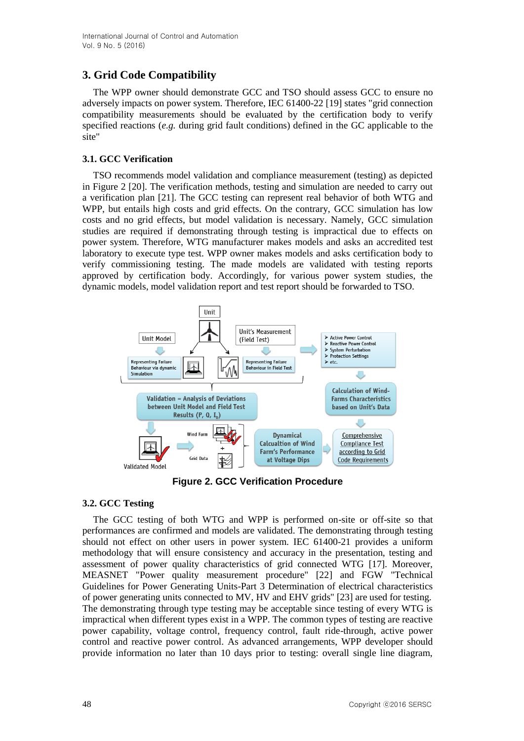## 3. Grid Code Compatibility

The WPP owner should demonstrate GCC and TSO should assess GCC to ensure no adversely impacts on power system. Therefore, IEC 61400-22 [19] states "grid connection compatibility measurements should be evaluated by the certification body to verify specified reactions (*e.g.* during grid fault conditions) defined in the GC applicable to the site"

### 3.1. GCC Verification

TSO recommends model validation and compliance measurement (testing) as depicted in Figure 2 [20]. The verification methods, testing and simulation are needed to carry out a verification plan [21]. The GCC testing can represent real behavior of both WTG and WPP, but entails high costs and grid effects. On the contrary, GCC simulation has low costs and no grid effects, but model validation is necessary. Namely, GCC simulation studies are required if demonstrating through testing is impractical due to effects on power system. Therefore, WTG manufacturer makes models and asks an accredited test laboratory to execute type test. WPP owner makes models and asks certification body to verify commissioning testing. The made models are validated with testing reports approved by certification body. Accordingly, for various power system studies, the dynamic models, model validation report and test report should be forwarded to TSO.

**Figure 2. GCC Verification Procedure**

### 3.2. GCC Testing

The GCC testing of both WTG and WPP is performed on-site or off-site so that performances are confirmed and models are validated. The demonstrating through testing should not effect on other users in power system. IEC 61400-21 provides a uniform methodology that will ensure consistency and accuracy in the presentation, testing and assessment of power quality characteristics of grid connected WTG [17]. Moreover, MEASNET "Power quality measurement procedure" [22] and FGW "Technical Guidelines for Power Generating Units-Part 3 Determination of electrical characteristics of power generating units connected to MV, HV and EHV grids" [23] are used for testing. The demonstrating through type testing may be acceptable since testing of every WTG is impractical when different types exist in a WPP. The common types of testing are reactive power capability, voltage control, frequency control, fault ride-through, active power control and reactive power control. As advanced arrangements, WPP developer should provide information no later than 10 days prior to testing: overall single line diagram,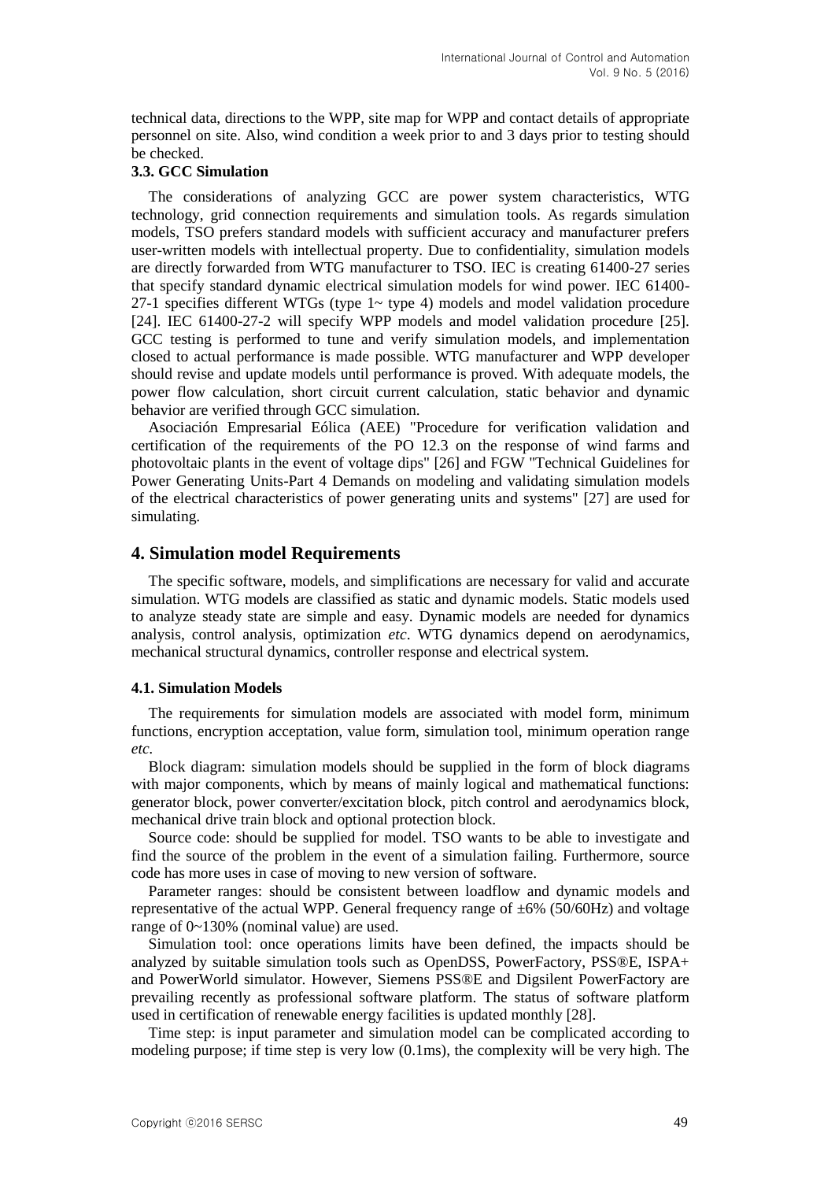technical data, directions to the WPP, site map for WPP and contact details of appropriate personnel on site. Also, wind condition a week prior to and 3 days prior to testing should be checked.

### 3.3. GCC Simulation

The considerations of analyzing GCC are power system characteristics, WTG technology, grid connection requirements and simulation tools. As regards simulation models, TSO prefers standard models with sufficient accuracy and manufacturer prefers user-written models with intellectual property. Due to confidentiality, simulation models are directly forwarded from WTG manufacturer to TSO. IEC is creating 61400-27 series that specify standard dynamic electrical simulation models for wind power. IEC 61400-27-1 specifies different WTGs (type 1~ type 4) models and model validation procedure [24]. IEC 61400-27-2 will specify WPP models and model validation procedure [25]. GCC testing is performed to tune and verify simulation models, and implementation closed to actual performance is made possible. WTG manufacturer and WPP developer should revise and update models until performance is proved. With adequate models, the power flow calculation, short circuit current calculation, static behavior and dynamic behavior are verified through GCC simulation.

Asociación Empresarial Eólica (AEE) "Procedure for verification validation and certification of the requirements of the PO 12.3 on the response of wind farms and photovoltaic plants in the event of voltage dips" [26] and FGW "Technical Guidelines for Power Generating Units-Part 4 Demands on modeling and validating simulation models of the electrical characteristics of power generating units and systems" [27] are used for simulating.

## 4. Simulation model Requirements

The specific software, models, and simplifications are necessary for valid and accurate simulation. WTG models are classified as static and dynamic models. Static models used to analyze steady state are simple and easy. Dynamic models are needed for dynamics analysis, control analysis, optimization *etc*. WTG dynamics depend on aerodynamics, mechanical structural dynamics, controller response and electrical system.

### 4.1. Simulation Models

The requirements for simulation models are associated with model form, minimum functions, encryption acceptation, value form, simulation tool, minimum operation range *etc*.

Block diagram: simulation models should be supplied in the form of block diagrams with major components, which by means of mainly logical and mathematical functions: generator block, power converter/excitation block, pitch control and aerodynamics block, mechanical drive train block and optional protection block.

Source code: should be supplied for model. TSO wants to be able to investigate and find the source of the problem in the event of a simulation failing. Furthermore, source code has more uses in case of moving to new version of software.

Parameter ranges: should be consistent between loadflow and dynamic models and representative of the actual WPP. General frequency range of ±6% (50/60Hz) and voltage range of 0~130% (nominal value) are used.

Simulation tool: once operations limits have been defined, the impacts should be analyzed by suitable simulation tools such as OpenDSS, PowerFactory, PSS®E, ISPA+ and PowerWorld simulator. However, Siemens PSS®E and Digsilent PowerFactory are prevailing recently as professional software platform. The status of software platform used in certification of renewable energy facilities is updated monthly [28].

Time step: is input parameter and simulation model can be complicated according to modeling purpose; if time step is very low (0.1ms), the complexity will be very high. The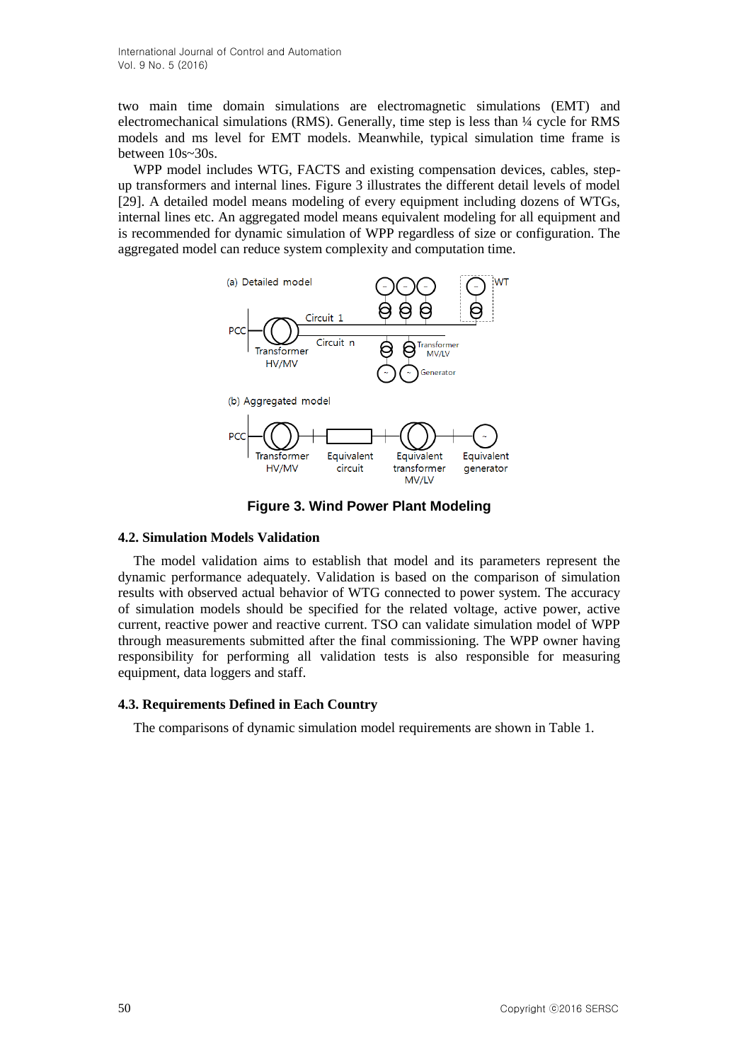two main time domain simulations are electromagnetic simulations (EMT) and electromechanical simulations (RMS). Generally, time step is less than ¼ cycle for RMS models and ms level for EMT models. Meanwhile, typical simulation time frame is between 10s~30s.

WPP model includes WTG, FACTS and existing compensation devices, cables, step-up transformers and internal lines. Figure 3 illustrates the different detail levels of model [29]. A detailed model means modeling of every equipment including dozens of WTGs, internal lines etc. An aggregated model means equivalent modeling for all equipment and is recommended for dynamic simulation of WPP regardless of size or configuration. The aggregated model can reduce system complexity and computation time.

**Figure 3. Wind Power Plant Modeling**

### 4.2. Simulation Models Validation

The model validation aims to establish that model and its parameters represent the dynamic performance adequately. Validation is based on the comparison of simulation results with observed actual behavior of WTG connected to power system. The accuracy of simulation models should be specified for the related voltage, active power, active current, reactive power and reactive current. TSO can validate simulation model of WPP through measurements submitted after the final commissioning. The WPP owner having responsibility for performing all validation tests is also responsible for measuring equipment, data loggers and staff.

### 4.3. Requirements Defined in Each Country

The comparisons of dynamic simulation model requirements are shown in Table 1.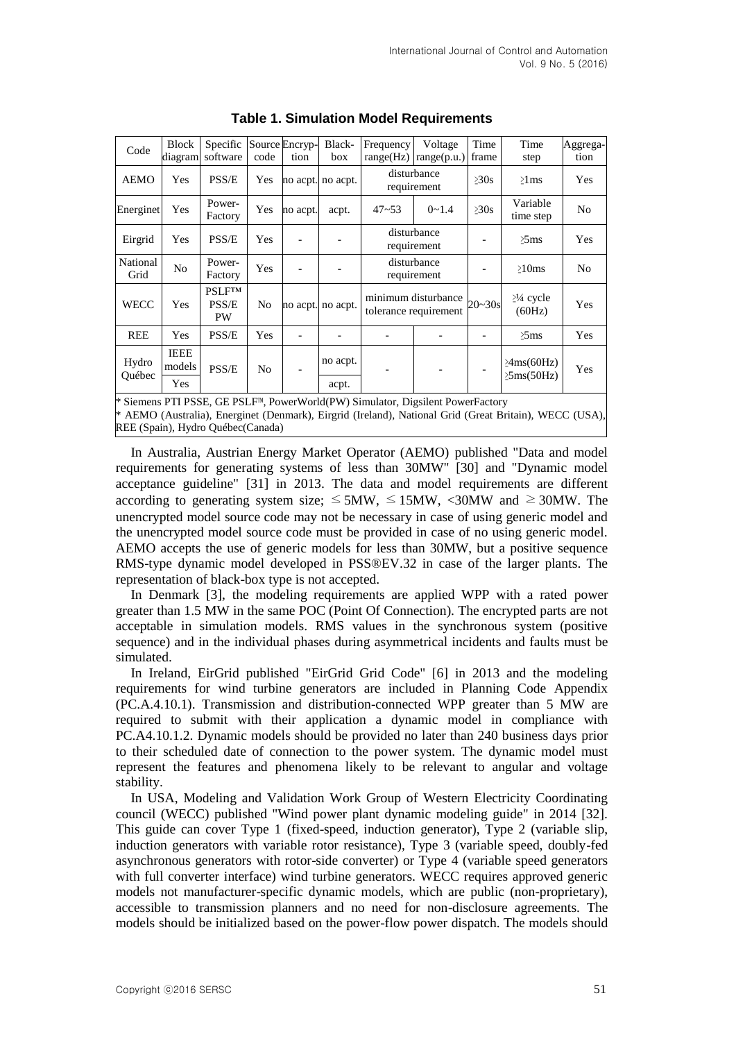**Table 1. Simulation Model Requirements**

| Code | Block diagram | Specific software | Source code | Encryption | Black-box | Frequency range(Hz) | Voltage range(p.u.) | Time frame | Time step | Aggregation |
|---|---|---|---|---|---|---|---|---|---|---|
| AEMO | Yes | PSS/E | Yes | no acpt. | no acpt. | disturbance requirement | | ≥30s | ≥1ms | Yes |
| Energinet | Yes | Power-Factory | Yes | no acpt. | acpt. | 47~53 | 0~1.4 | ≥30s | Variable time step | No |
| Eirgrid | Yes | PSS/E | Yes | - | - | disturbance requirement | | - | ≥5ms | Yes |
| National Grid | No | Power-Factory | Yes | - | - | disturbance requirement | | - | ≥10ms | No |
| WECC | Yes | PSLF™ PSS/E PW | No | no acpt. | no acpt. | minimum disturbance tolerance requirement | | 20~30s | ≥¼ cycle (60Hz) | Yes |
| REE | Yes | PSS/E | Yes | - | - | - | - | - | ≥5ms | Yes |
| Hydro Québec | IEEE models / Yes | PSS/E | No | - | no acpt. / acpt. | - | - | - | ≥4ms(60Hz) ≥5ms(50Hz) | Yes |

* Siemens PTI PSSE, GE PSLF™, PowerWorld(PW) Simulator, Digsilent PowerFactory
* AEMO (Australia), Energinet (Denmark), Eirgrid (Ireland), National Grid (Great Britain), WECC (USA), REE (Spain), Hydro Québec(Canada)

In Australia, Austrian Energy Market Operator (AEMO) published "Data and model requirements for generating systems of less than 30MW" [30] and "Dynamic model acceptance guideline" [31] in 2013. The data and model requirements are different according to generating system size; ≤ 5MW, ≤ 15MW, <30MW and ≥ 30MW. The unencrypted model source code may not be necessary in case of using generic model and the unencrypted model source code must be provided in case of no using generic model. AEMO accepts the use of generic models for less than 30MW, but a positive sequence RMS-type dynamic model developed in PSS®EV.32 in case of the larger plants. The representation of black-box type is not accepted.

In Denmark [3], the modeling requirements are applied WPP with a rated power greater than 1.5 MW in the same POC (Point Of Connection). The encrypted parts are not acceptable in simulation models. RMS values in the synchronous system (positive sequence) and in the individual phases during asymmetrical incidents and faults must be simulated.

In Ireland, EirGrid published "EirGrid Grid Code" [6] in 2013 and the modeling requirements for wind turbine generators are included in Planning Code Appendix (PC.A.4.10.1). Transmission and distribution-connected WPP greater than 5 MW are required to submit with their application a dynamic model in compliance with PC.A4.10.1.2. Dynamic models should be provided no later than 240 business days prior to their scheduled date of connection to the power system. The dynamic model must represent the features and phenomena likely to be relevant to angular and voltage stability.

In USA, Modeling and Validation Work Group of Western Electricity Coordinating council (WECC) published "Wind power plant dynamic modeling guide" in 2014 [32]. This guide can cover Type 1 (fixed-speed, induction generator), Type 2 (variable slip, induction generators with variable rotor resistance), Type 3 (variable speed, doubly-fed asynchronous generators with rotor-side converter) or Type 4 (variable speed generators with full converter interface) wind turbine generators. WECC requires approved generic models not manufacturer-specific dynamic models, which are public (non-proprietary), accessible to transmission planners and no need for non-disclosure agreements. The models should be initialized based on the power-flow power dispatch. The models should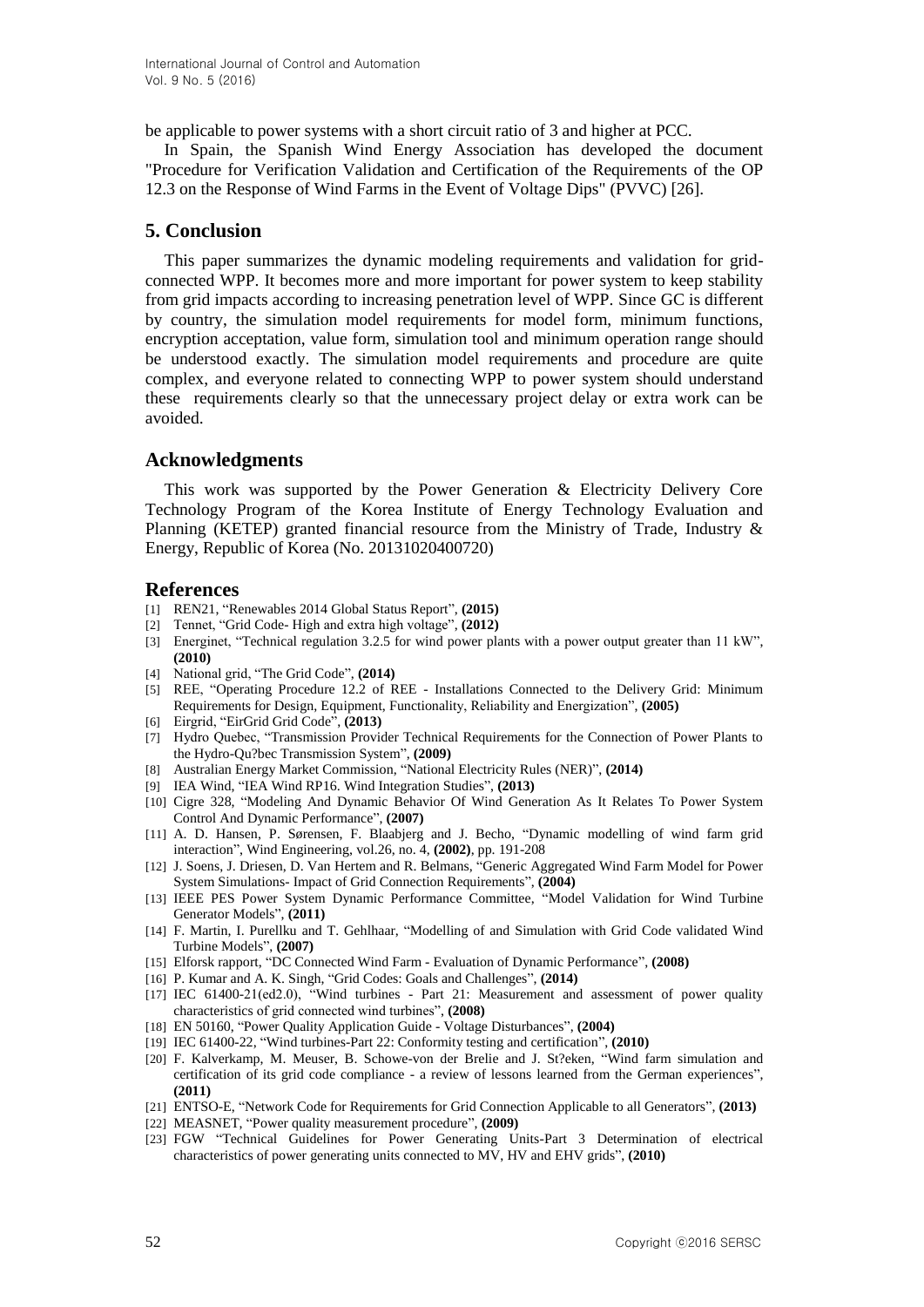be applicable to power systems with a short circuit ratio of 3 and higher at PCC.

In Spain, the Spanish Wind Energy Association has developed the document "Procedure for Verification Validation and Certification of the Requirements of the OP 12.3 on the Response of Wind Farms in the Event of Voltage Dips" (PVVC) [26].

## 5. Conclusion

This paper summarizes the dynamic modeling requirements and validation for grid-connected WPP. It becomes more and more important for power system to keep stability from grid impacts according to increasing penetration level of WPP. Since GC is different by country, the simulation model requirements for model form, minimum functions, encryption acceptation, value form, simulation tool and minimum operation range should be understood exactly. The simulation model requirements and procedure are quite complex, and everyone related to connecting WPP to power system should understand these requirements clearly so that the unnecessary project delay or extra work can be avoided.

## Acknowledgments

This work was supported by the Power Generation & Electricity Delivery Core Technology Program of the Korea Institute of Energy Technology Evaluation and Planning (KETEP) granted financial resource from the Ministry of Trade, Industry & Energy, Republic of Korea (No. 20131020400720)

## References

[1] REN21, "Renewables 2014 Global Status Report", **(2015)**

[2] Tennet, "Grid Code- High and extra high voltage", **(2012)**

[3] Energinet, "Technical regulation 3.2.5 for wind power plants with a power output greater than 11 kW", **(2010)**

[4] National grid, "The Grid Code", **(2014)**

[5] REE, "Operating Procedure 12.2 of REE - Installations Connected to the Delivery Grid: Minimum Requirements for Design, Equipment, Functionality, Reliability and Energization", **(2005)**

[6] Eirgrid, "EirGrid Grid Code", **(2013)**

[7] Hydro Quebec, "Transmission Provider Technical Requirements for the Connection of Power Plants to the Hydro-Qu?bec Transmission System", **(2009)**

[8] Australian Energy Market Commission, "National Electricity Rules (NER)", **(2014)**

[9] IEA Wind, "IEA Wind RP16. Wind Integration Studies", **(2013)**

[10] Cigre 328, "Modeling And Dynamic Behavior Of Wind Generation As It Relates To Power System Control And Dynamic Performance", **(2007)**

[11] A. D. Hansen, P. Sørensen, F. Blaabjerg and J. Becho, "Dynamic modelling of wind farm grid interaction", Wind Engineering, vol.26, no. 4, **(2002)**, pp. 191-208

[12] J. Soens, J. Driesen, D. Van Hertem and R. Belmans, "Generic Aggregated Wind Farm Model for Power System Simulations- Impact of Grid Connection Requirements", **(2004)**

[13] IEEE PES Power System Dynamic Performance Committee, "Model Validation for Wind Turbine Generator Models", **(2011)**

[14] F. Martin, I. Purellku and T. Gehlhaar, "Modelling of and Simulation with Grid Code validated Wind Turbine Models", **(2007)**

[15] Elforsk rapport, "DC Connected Wind Farm - Evaluation of Dynamic Performance", **(2008)**

[16] P. Kumar and A. K. Singh, "Grid Codes: Goals and Challenges", **(2014)**

[17] IEC 61400-21(ed2.0), "Wind turbines - Part 21: Measurement and assessment of power quality characteristics of grid connected wind turbines", **(2008)**

[18] EN 50160, "Power Quality Application Guide - Voltage Disturbances", **(2004)**

[19] IEC 61400-22, "Wind turbines-Part 22: Conformity testing and certification", **(2010)**

[20] F. Kalverkamp, M. Meuser, B. Schowe-von der Brelie and J. St?eken, "Wind farm simulation and certification of its grid code compliance - a review of lessons learned from the German experiences", **(2011)**

[21] ENTSO-E, "Network Code for Requirements for Grid Connection Applicable to all Generators", **(2013)**

[22] MEASNET, "Power quality measurement procedure", **(2009)**

[23] FGW "Technical Guidelines for Power Generating Units-Part 3 Determination of electrical characteristics of power generating units connected to MV, HV and EHV grids", **(2010)**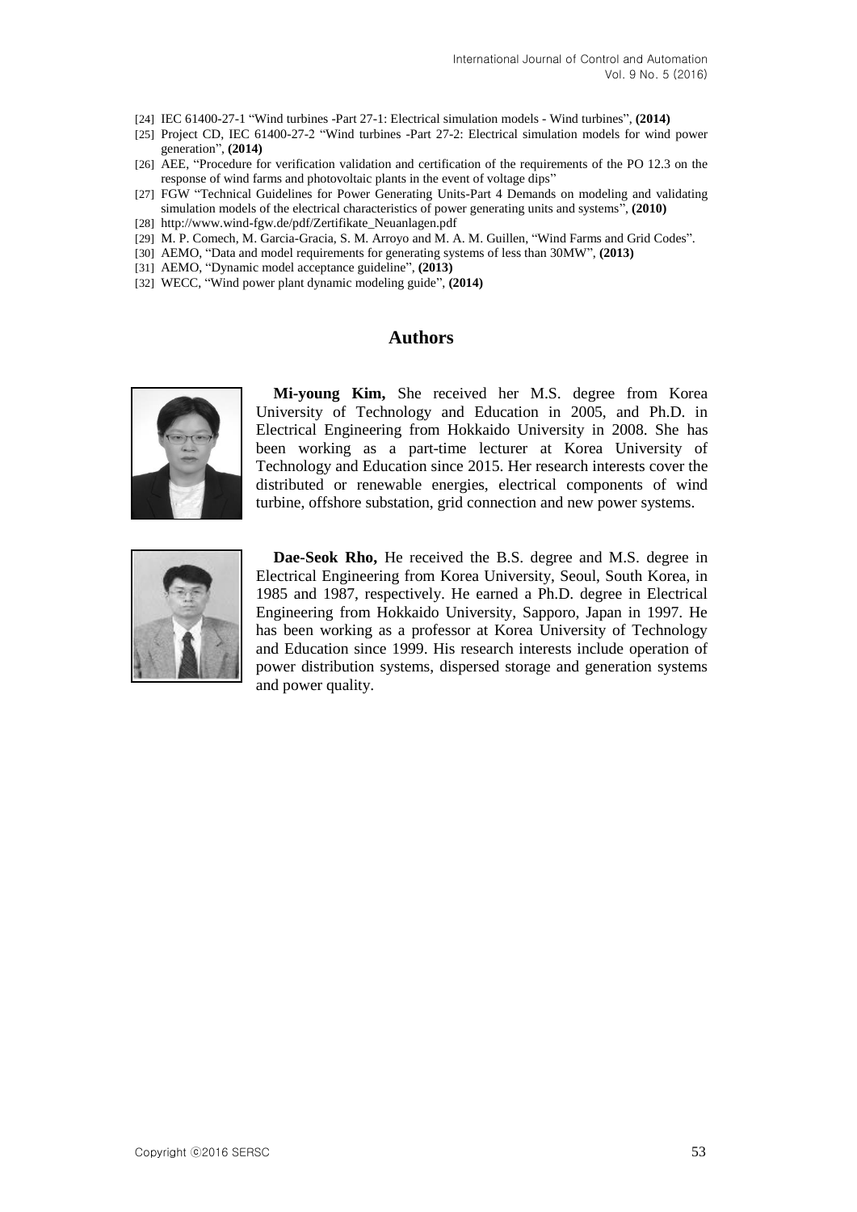[24] IEC 61400-27-1 "Wind turbines -Part 27-1: Electrical simulation models - Wind turbines", **(2014)**

[25] Project CD, IEC 61400-27-2 "Wind turbines -Part 27-2: Electrical simulation models for wind power generation", **(2014)**

[26] AEE, "Procedure for verification validation and certification of the requirements of the PO 12.3 on the response of wind farms and photovoltaic plants in the event of voltage dips"

[27] FGW "Technical Guidelines for Power Generating Units-Part 4 Demands on modeling and validating simulation models of the electrical characteristics of power generating units and systems", **(2010)**

[28] http://www.wind-fgw.de/pdf/Zertifikate_Neuanlagen.pdf

[29] M. P. Comech, M. Garcia-Gracia, S. M. Arroyo and M. A. M. Guillen, "Wind Farms and Grid Codes".

[30] AEMO, "Data and model requirements for generating systems of less than 30MW", **(2013)**

[31] AEMO, "Dynamic model acceptance guideline", **(2013)**

[32] WECC, "Wind power plant dynamic modeling guide", **(2014)**

## Authors

**Mi-young Kim,** She received her M.S. degree from Korea University of Technology and Education in 2005, and Ph.D. in Electrical Engineering from Hokkaido University in 2008. She has been working as a part-time lecturer at Korea University of Technology and Education since 2015. Her research interests cover the distributed or renewable energies, electrical components of wind turbine, offshore substation, grid connection and new power systems.

**Dae-Seok Rho,** He received the B.S. degree and M.S. degree in Electrical Engineering from Korea University, Seoul, South Korea, in 1985 and 1987, respectively. He earned a Ph.D. degree in Electrical Engineering from Hokkaido University, Sapporo, Japan in 1997. He has been working as a professor at Korea University of Technology and Education since 1999. His research interests include operation of power distribution systems, dispersed storage and generation systems and power quality.